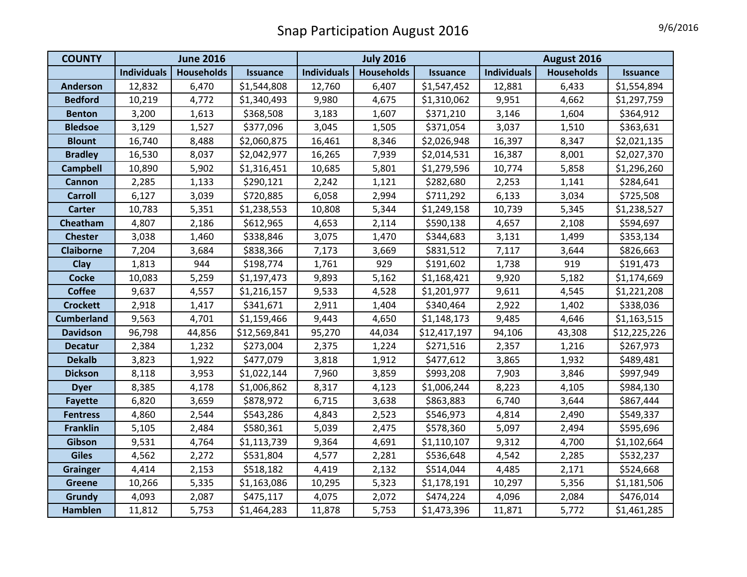# Snap Participation August 2016

9/6/2016

| COUNTY | June 2016 | | | July 2016 | | | August 2016 | | |
|---|---|---|---|---|---|---|---|---|---|
| | Individuals | Households | Issuance | Individuals | Households | Issuance | Individuals | Households | Issuance |
| Anderson | 12,832 | 6,470 | $1,544,808 | 12,760 | 6,407 | $1,547,452 | 12,881 | 6,433 | $1,554,894 |
| Bedford | 10,219 | 4,772 | $1,340,493 | 9,980 | 4,675 | $1,310,062 | 9,951 | 4,662 | $1,297,759 |
| Benton | 3,200 | 1,613 | $368,508 | 3,183 | 1,607 | $371,210 | 3,146 | 1,604 | $364,912 |
| Bledsoe | 3,129 | 1,527 | $377,096 | 3,045 | 1,505 | $371,054 | 3,037 | 1,510 | $363,631 |
| Blount | 16,740 | 8,488 | $2,060,875 | 16,461 | 8,346 | $2,026,948 | 16,397 | 8,347 | $2,021,135 |
| Bradley | 16,530 | 8,037 | $2,042,977 | 16,265 | 7,939 | $2,014,531 | 16,387 | 8,001 | $2,027,370 |
| Campbell | 10,890 | 5,902 | $1,316,451 | 10,685 | 5,801 | $1,279,596 | 10,774 | 5,858 | $1,296,260 |
| Cannon | 2,285 | 1,133 | $290,121 | 2,242 | 1,121 | $282,680 | 2,253 | 1,141 | $284,641 |
| Carroll | 6,127 | 3,039 | $720,885 | 6,058 | 2,994 | $711,292 | 6,133 | 3,034 | $725,508 |
| Carter | 10,783 | 5,351 | $1,238,553 | 10,808 | 5,344 | $1,249,158 | 10,739 | 5,345 | $1,238,527 |
| Cheatham | 4,807 | 2,186 | $612,965 | 4,653 | 2,114 | $590,138 | 4,657 | 2,108 | $594,697 |
| Chester | 3,038 | 1,460 | $338,846 | 3,075 | 1,470 | $344,683 | 3,131 | 1,499 | $353,134 |
| Claiborne | 7,204 | 3,684 | $838,366 | 7,173 | 3,669 | $831,512 | 7,117 | 3,644 | $826,663 |
| Clay | 1,813 | 944 | $198,774 | 1,761 | 929 | $191,602 | 1,738 | 919 | $191,473 |
| Cocke | 10,083 | 5,259 | $1,197,473 | 9,893 | 5,162 | $1,168,421 | 9,920 | 5,182 | $1,174,669 |
| Coffee | 9,637 | 4,557 | $1,216,157 | 9,533 | 4,528 | $1,201,977 | 9,611 | 4,545 | $1,221,208 |
| Crockett | 2,918 | 1,417 | $341,671 | 2,911 | 1,404 | $340,464 | 2,922 | 1,402 | $338,036 |
| Cumberland | 9,563 | 4,701 | $1,159,466 | 9,443 | 4,650 | $1,148,173 | 9,485 | 4,646 | $1,163,515 |
| Davidson | 96,798 | 44,856 | $12,569,841 | 95,270 | 44,034 | $12,417,197 | 94,106 | 43,308 | $12,225,226 |
| Decatur | 2,384 | 1,232 | $273,004 | 2,375 | 1,224 | $271,516 | 2,357 | 1,216 | $267,973 |
| Dekalb | 3,823 | 1,922 | $477,079 | 3,818 | 1,912 | $477,612 | 3,865 | 1,932 | $489,481 |
| Dickson | 8,118 | 3,953 | $1,022,144 | 7,960 | 3,859 | $993,208 | 7,903 | 3,846 | $997,949 |
| Dyer | 8,385 | 4,178 | $1,006,862 | 8,317 | 4,123 | $1,006,244 | 8,223 | 4,105 | $984,130 |
| Fayette | 6,820 | 3,659 | $878,972 | 6,715 | 3,638 | $863,883 | 6,740 | 3,644 | $867,444 |
| Fentress | 4,860 | 2,544 | $543,286 | 4,843 | 2,523 | $546,973 | 4,814 | 2,490 | $549,337 |
| Franklin | 5,105 | 2,484 | $580,361 | 5,039 | 2,475 | $578,360 | 5,097 | 2,494 | $595,696 |
| Gibson | 9,531 | 4,764 | $1,113,739 | 9,364 | 4,691 | $1,110,107 | 9,312 | 4,700 | $1,102,664 |
| Giles | 4,562 | 2,272 | $531,804 | 4,577 | 2,281 | $536,648 | 4,542 | 2,285 | $532,237 |
| Grainger | 4,414 | 2,153 | $518,182 | 4,419 | 2,132 | $514,044 | 4,485 | 2,171 | $524,668 |
| Greene | 10,266 | 5,335 | $1,163,086 | 10,295 | 5,323 | $1,178,191 | 10,297 | 5,356 | $1,181,506 |
| Grundy | 4,093 | 2,087 | $475,117 | 4,075 | 2,072 | $474,224 | 4,096 | 2,084 | $476,014 |
| Hamblen | 11,812 | 5,753 | $1,464,283 | 11,878 | 5,753 | $1,473,396 | 11,871 | 5,772 | $1,461,285 |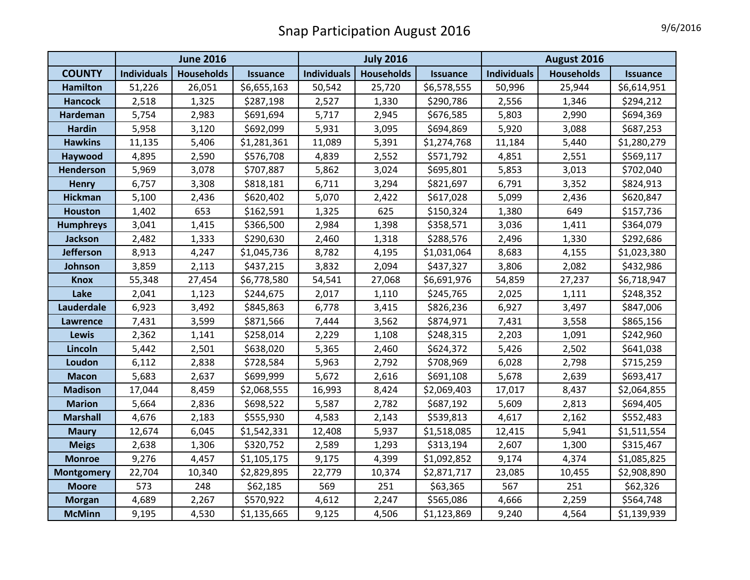# Snap Participation August 2016

9/6/2016

| COUNTY | June 2016 | | | July 2016 | | | August 2016 | | |
|---|---|---|---|---|---|---|---|---|---|
| | Individuals | Households | Issuance | Individuals | Households | Issuance | Individuals | Households | Issuance |
| Hamilton | 51,226 | 26,051 | $6,655,163 | 50,542 | 25,720 | $6,578,555 | 50,996 | 25,944 | $6,614,951 |
| Hancock | 2,518 | 1,325 | $287,198 | 2,527 | 1,330 | $290,786 | 2,556 | 1,346 | $294,212 |
| Hardeman | 5,754 | 2,983 | $691,694 | 5,717 | 2,945 | $676,585 | 5,803 | 2,990 | $694,369 |
| Hardin | 5,958 | 3,120 | $692,099 | 5,931 | 3,095 | $694,869 | 5,920 | 3,088 | $687,253 |
| Hawkins | 11,135 | 5,406 | $1,281,361 | 11,089 | 5,391 | $1,274,768 | 11,184 | 5,440 | $1,280,279 |
| Haywood | 4,895 | 2,590 | $576,708 | 4,839 | 2,552 | $571,792 | 4,851 | 2,551 | $569,117 |
| Henderson | 5,969 | 3,078 | $707,887 | 5,862 | 3,024 | $695,801 | 5,853 | 3,013 | $702,040 |
| Henry | 6,757 | 3,308 | $818,181 | 6,711 | 3,294 | $821,697 | 6,791 | 3,352 | $824,913 |
| Hickman | 5,100 | 2,436 | $620,402 | 5,070 | 2,422 | $617,028 | 5,099 | 2,436 | $620,847 |
| Houston | 1,402 | 653 | $162,591 | 1,325 | 625 | $150,324 | 1,380 | 649 | $157,736 |
| Humphreys | 3,041 | 1,415 | $366,500 | 2,984 | 1,398 | $358,571 | 3,036 | 1,411 | $364,079 |
| Jackson | 2,482 | 1,333 | $290,630 | 2,460 | 1,318 | $288,576 | 2,496 | 1,330 | $292,686 |
| Jefferson | 8,913 | 4,247 | $1,045,736 | 8,782 | 4,195 | $1,031,064 | 8,683 | 4,155 | $1,023,380 |
| Johnson | 3,859 | 2,113 | $437,215 | 3,832 | 2,094 | $437,327 | 3,806 | 2,082 | $432,986 |
| Knox | 55,348 | 27,454 | $6,778,580 | 54,541 | 27,068 | $6,691,976 | 54,859 | 27,237 | $6,718,947 |
| Lake | 2,041 | 1,123 | $244,675 | 2,017 | 1,110 | $245,765 | 2,025 | 1,111 | $248,352 |
| Lauderdale | 6,923 | 3,492 | $845,863 | 6,778 | 3,415 | $826,236 | 6,927 | 3,497 | $847,006 |
| Lawrence | 7,431 | 3,599 | $871,566 | 7,444 | 3,562 | $874,971 | 7,431 | 3,558 | $865,156 |
| Lewis | 2,362 | 1,141 | $258,014 | 2,229 | 1,108 | $248,315 | 2,203 | 1,091 | $242,960 |
| Lincoln | 5,442 | 2,501 | $638,020 | 5,365 | 2,460 | $624,372 | 5,426 | 2,502 | $641,038 |
| Loudon | 6,112 | 2,838 | $728,584 | 5,963 | 2,792 | $708,969 | 6,028 | 2,798 | $715,259 |
| Macon | 5,683 | 2,637 | $699,999 | 5,672 | 2,616 | $691,108 | 5,678 | 2,639 | $693,417 |
| Madison | 17,044 | 8,459 | $2,068,555 | 16,993 | 8,424 | $2,069,403 | 17,017 | 8,437 | $2,064,855 |
| Marion | 5,664 | 2,836 | $698,522 | 5,587 | 2,782 | $687,192 | 5,609 | 2,813 | $694,405 |
| Marshall | 4,676 | 2,183 | $555,930 | 4,583 | 2,143 | $539,813 | 4,617 | 2,162 | $552,483 |
| Maury | 12,674 | 6,045 | $1,542,331 | 12,408 | 5,937 | $1,518,085 | 12,415 | 5,941 | $1,511,554 |
| Meigs | 2,638 | 1,306 | $320,752 | 2,589 | 1,293 | $313,194 | 2,607 | 1,300 | $315,467 |
| Monroe | 9,276 | 4,457 | $1,105,175 | 9,175 | 4,399 | $1,092,852 | 9,174 | 4,374 | $1,085,825 |
| Montgomery | 22,704 | 10,340 | $2,829,895 | 22,779 | 10,374 | $2,871,717 | 23,085 | 10,455 | $2,908,890 |
| Moore | 573 | 248 | $62,185 | 569 | 251 | $63,365 | 567 | 251 | $62,326 |
| Morgan | 4,689 | 2,267 | $570,922 | 4,612 | 2,247 | $565,086 | 4,666 | 2,259 | $564,748 |
| McMinn | 9,195 | 4,530 | $1,135,665 | 9,125 | 4,506 | $1,123,869 | 9,240 | 4,564 | $1,139,939 |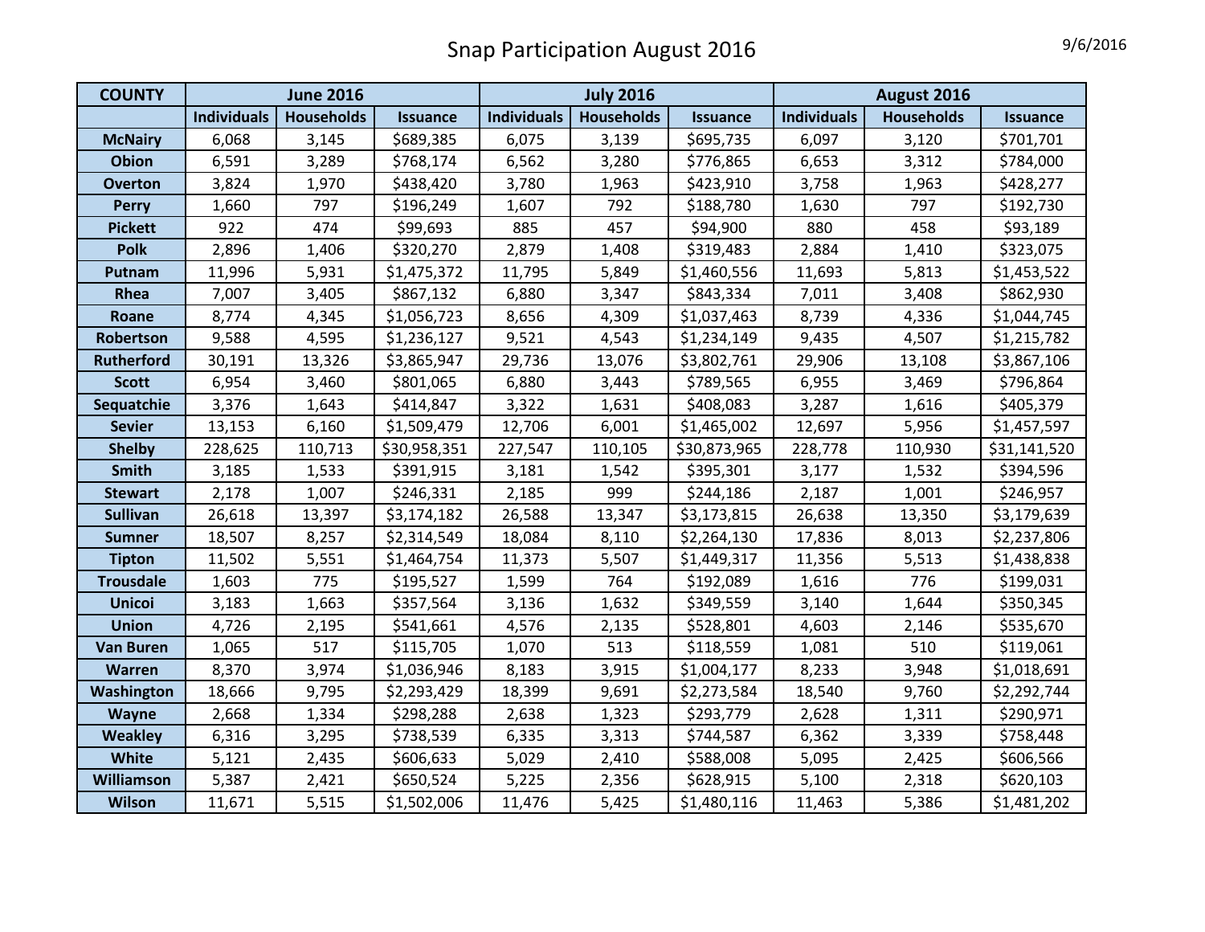# Snap Participation August 2016

9/6/2016

| COUNTY | June 2016 | | | July 2016 | | | August 2016 | | |
|---|---|---|---|---|---|---|---|---|---|
| | Individuals | Households | Issuance | Individuals | Households | Issuance | Individuals | Households | Issuance |
| McNairy | 6,068 | 3,145 | $689,385 | 6,075 | 3,139 | $695,735 | 6,097 | 3,120 | $701,701 |
| Obion | 6,591 | 3,289 | $768,174 | 6,562 | 3,280 | $776,865 | 6,653 | 3,312 | $784,000 |
| Overton | 3,824 | 1,970 | $438,420 | 3,780 | 1,963 | $423,910 | 3,758 | 1,963 | $428,277 |
| Perry | 1,660 | 797 | $196,249 | 1,607 | 792 | $188,780 | 1,630 | 797 | $192,730 |
| Pickett | 922 | 474 | $99,693 | 885 | 457 | $94,900 | 880 | 458 | $93,189 |
| Polk | 2,896 | 1,406 | $320,270 | 2,879 | 1,408 | $319,483 | 2,884 | 1,410 | $323,075 |
| Putnam | 11,996 | 5,931 | $1,475,372 | 11,795 | 5,849 | $1,460,556 | 11,693 | 5,813 | $1,453,522 |
| Rhea | 7,007 | 3,405 | $867,132 | 6,880 | 3,347 | $843,334 | 7,011 | 3,408 | $862,930 |
| Roane | 8,774 | 4,345 | $1,056,723 | 8,656 | 4,309 | $1,037,463 | 8,739 | 4,336 | $1,044,745 |
| Robertson | 9,588 | 4,595 | $1,236,127 | 9,521 | 4,543 | $1,234,149 | 9,435 | 4,507 | $1,215,782 |
| Rutherford | 30,191 | 13,326 | $3,865,947 | 29,736 | 13,076 | $3,802,761 | 29,906 | 13,108 | $3,867,106 |
| Scott | 6,954 | 3,460 | $801,065 | 6,880 | 3,443 | $789,565 | 6,955 | 3,469 | $796,864 |
| Sequatchie | 3,376 | 1,643 | $414,847 | 3,322 | 1,631 | $408,083 | 3,287 | 1,616 | $405,379 |
| Sevier | 13,153 | 6,160 | $1,509,479 | 12,706 | 6,001 | $1,465,002 | 12,697 | 5,956 | $1,457,597 |
| Shelby | 228,625 | 110,713 | $30,958,351 | 227,547 | 110,105 | $30,873,965 | 228,778 | 110,930 | $31,141,520 |
| Smith | 3,185 | 1,533 | $391,915 | 3,181 | 1,542 | $395,301 | 3,177 | 1,532 | $394,596 |
| Stewart | 2,178 | 1,007 | $246,331 | 2,185 | 999 | $244,186 | 2,187 | 1,001 | $246,957 |
| Sullivan | 26,618 | 13,397 | $3,174,182 | 26,588 | 13,347 | $3,173,815 | 26,638 | 13,350 | $3,179,639 |
| Sumner | 18,507 | 8,257 | $2,314,549 | 18,084 | 8,110 | $2,264,130 | 17,836 | 8,013 | $2,237,806 |
| Tipton | 11,502 | 5,551 | $1,464,754 | 11,373 | 5,507 | $1,449,317 | 11,356 | 5,513 | $1,438,838 |
| Trousdale | 1,603 | 775 | $195,527 | 1,599 | 764 | $192,089 | 1,616 | 776 | $199,031 |
| Unicoi | 3,183 | 1,663 | $357,564 | 3,136 | 1,632 | $349,559 | 3,140 | 1,644 | $350,345 |
| Union | 4,726 | 2,195 | $541,661 | 4,576 | 2,135 | $528,801 | 4,603 | 2,146 | $535,670 |
| Van Buren | 1,065 | 517 | $115,705 | 1,070 | 513 | $118,559 | 1,081 | 510 | $119,061 |
| Warren | 8,370 | 3,974 | $1,036,946 | 8,183 | 3,915 | $1,004,177 | 8,233 | 3,948 | $1,018,691 |
| Washington | 18,666 | 9,795 | $2,293,429 | 18,399 | 9,691 | $2,273,584 | 18,540 | 9,760 | $2,292,744 |
| Wayne | 2,668 | 1,334 | $298,288 | 2,638 | 1,323 | $293,779 | 2,628 | 1,311 | $290,971 |
| Weakley | 6,316 | 3,295 | $738,539 | 6,335 | 3,313 | $744,587 | 6,362 | 3,339 | $758,448 |
| White | 5,121 | 2,435 | $606,633 | 5,029 | 2,410 | $588,008 | 5,095 | 2,425 | $606,566 |
| Williamson | 5,387 | 2,421 | $650,524 | 5,225 | 2,356 | $628,915 | 5,100 | 2,318 | $620,103 |
| Wilson | 11,671 | 5,515 | $1,502,006 | 11,476 | 5,425 | $1,480,116 | 11,463 | 5,386 | $1,481,202 |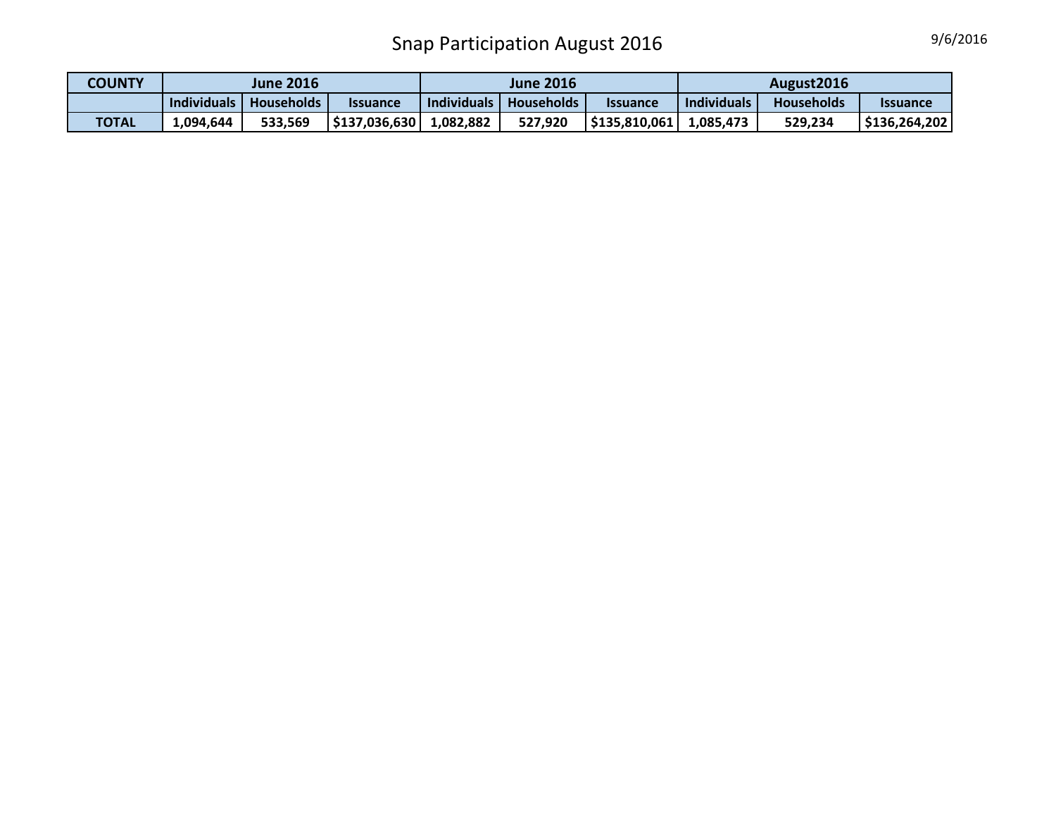# Snap Participation August 2016

9/6/2016

| COUNTY | June 2016 | | | June 2016 | | | August2016 | | |
|---|---|---|---|---|---|---|---|---|---|
| | Individuals | Households | Issuance | Individuals | Households | Issuance | Individuals | Households | Issuance |
| TOTAL | 1,094,644 | 533,569 | $137,036,630 | 1,082,882 | 527,920 | $135,810,061 | 1,085,473 | 529,234 | $136,264,202 |